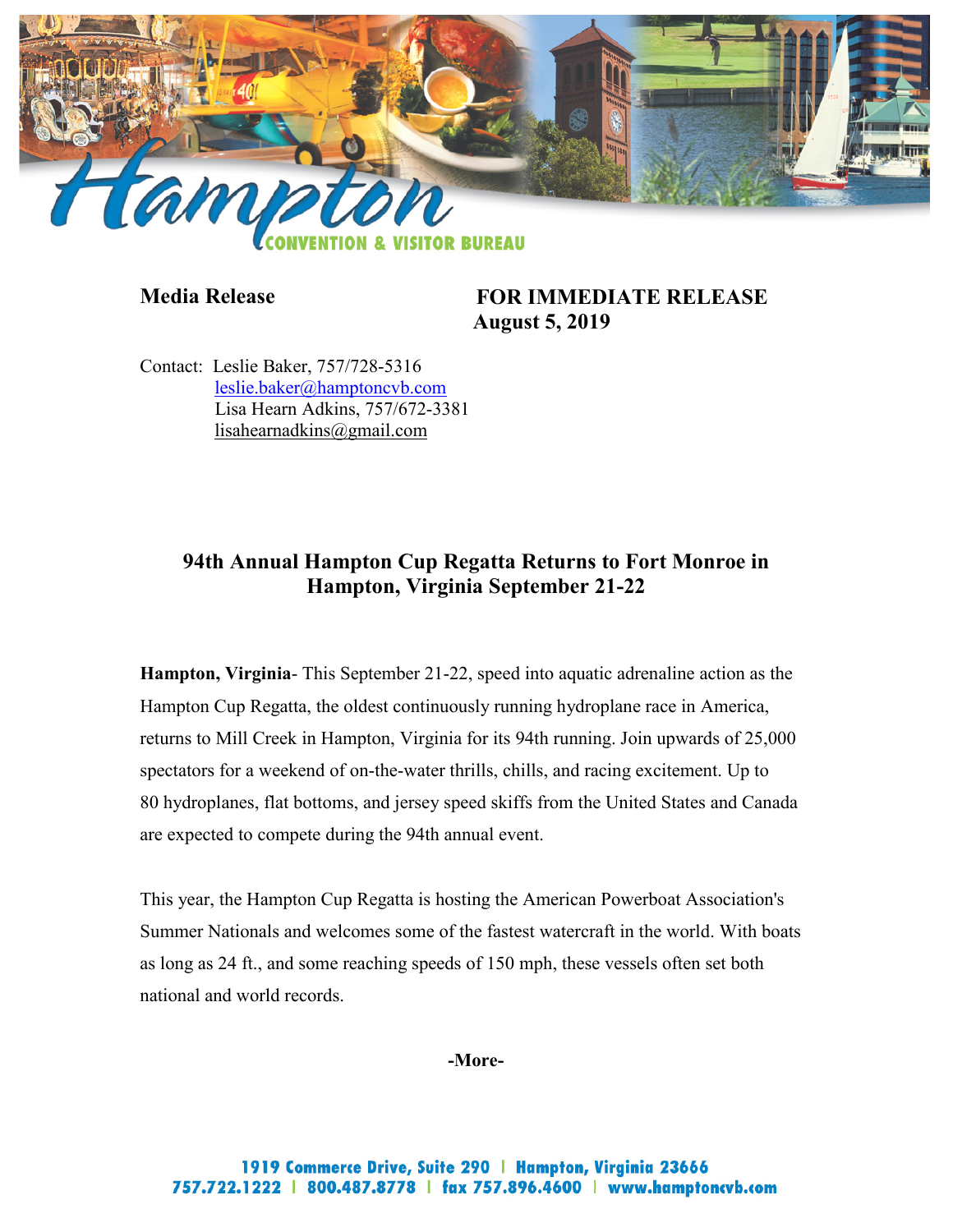**Media Release** **FOR IMMEDIATE RELEASE**
**August 5, 2019**

Contact: Leslie Baker, 757/728-5316
leslie.baker@hamptoncvb.com
Lisa Hearn Adkins, 757/672-3381
lisahearnadkins@gmail.com

## 94th Annual Hampton Cup Regatta Returns to Fort Monroe in Hampton, Virginia September 21-22

**Hampton, Virginia**- This September 21-22, speed into aquatic adrenaline action as the Hampton Cup Regatta, the oldest continuously running hydroplane race in America, returns to Mill Creek in Hampton, Virginia for its 94th running. Join upwards of 25,000 spectators for a weekend of on-the-water thrills, chills, and racing excitement. Up to 80 hydroplanes, flat bottoms, and jersey speed skiffs from the United States and Canada are expected to compete during the 94th annual event.

This year, the Hampton Cup Regatta is hosting the American Powerboat Association's Summer Nationals and welcomes some of the fastest watercraft in the world. With boats as long as 24 ft., and some reaching speeds of 150 mph, these vessels often set both national and world records.

**-More-**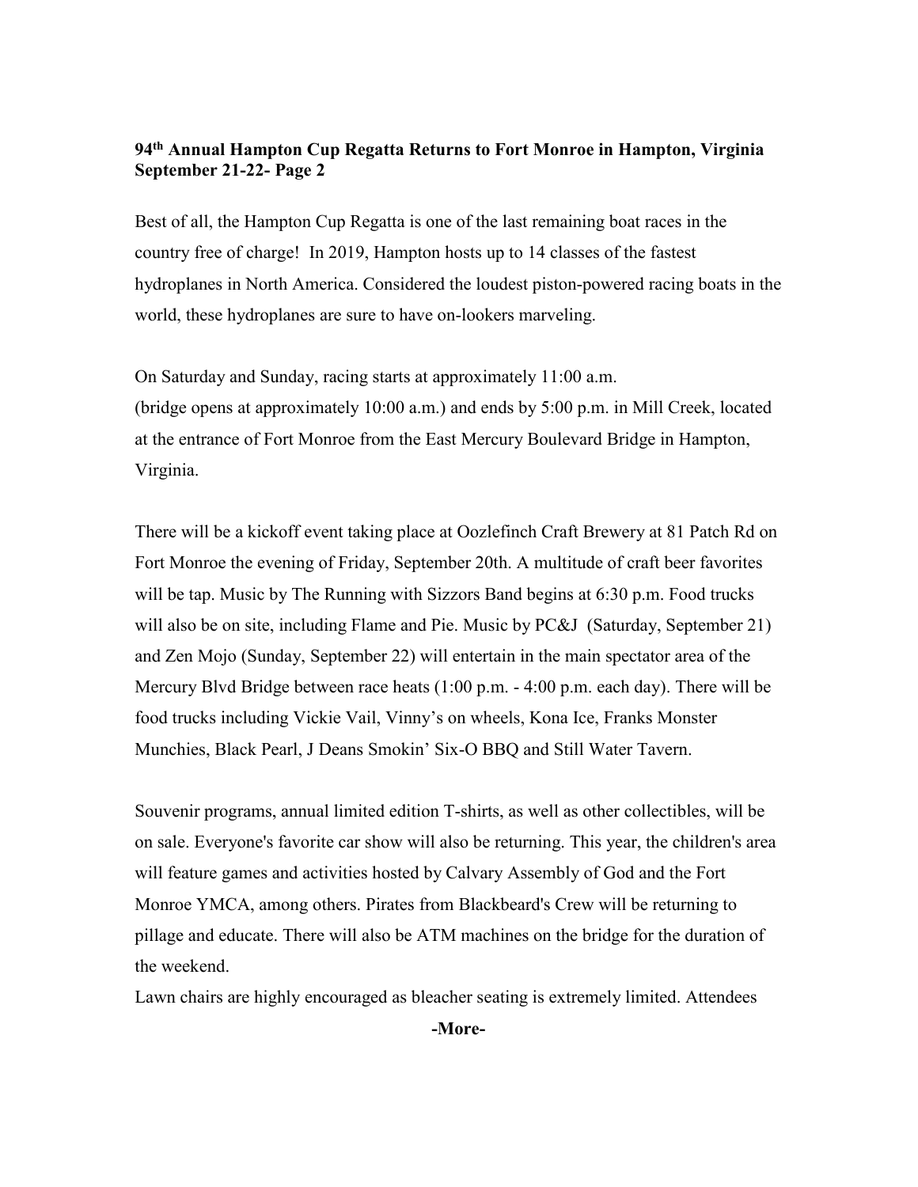**94th Annual Hampton Cup Regatta Returns to Fort Monroe in Hampton, Virginia September 21-22- Page 2**

Best of all, the Hampton Cup Regatta is one of the last remaining boat races in the country free of charge! In 2019, Hampton hosts up to 14 classes of the fastest hydroplanes in North America. Considered the loudest piston-powered racing boats in the world, these hydroplanes are sure to have on-lookers marveling.

On Saturday and Sunday, racing starts at approximately 11:00 a.m. (bridge opens at approximately 10:00 a.m.) and ends by 5:00 p.m. in Mill Creek, located at the entrance of Fort Monroe from the East Mercury Boulevard Bridge in Hampton, Virginia.

There will be a kickoff event taking place at Oozlefinch Craft Brewery at 81 Patch Rd on Fort Monroe the evening of Friday, September 20th. A multitude of craft beer favorites will be tap. Music by The Running with Sizzors Band begins at 6:30 p.m. Food trucks will also be on site, including Flame and Pie. Music by PC&J (Saturday, September 21) and Zen Mojo (Sunday, September 22) will entertain in the main spectator area of the Mercury Blvd Bridge between race heats (1:00 p.m. - 4:00 p.m. each day). There will be food trucks including Vickie Vail, Vinny's on wheels, Kona Ice, Franks Monster Munchies, Black Pearl, J Deans Smokin' Six-O BBQ and Still Water Tavern.

Souvenir programs, annual limited edition T-shirts, as well as other collectibles, will be on sale. Everyone's favorite car show will also be returning. This year, the children's area will feature games and activities hosted by Calvary Assembly of God and the Fort Monroe YMCA, among others. Pirates from Blackbeard's Crew will be returning to pillage and educate. There will also be ATM machines on the bridge for the duration of the weekend.

Lawn chairs are highly encouraged as bleacher seating is extremely limited. Attendees

**-More-**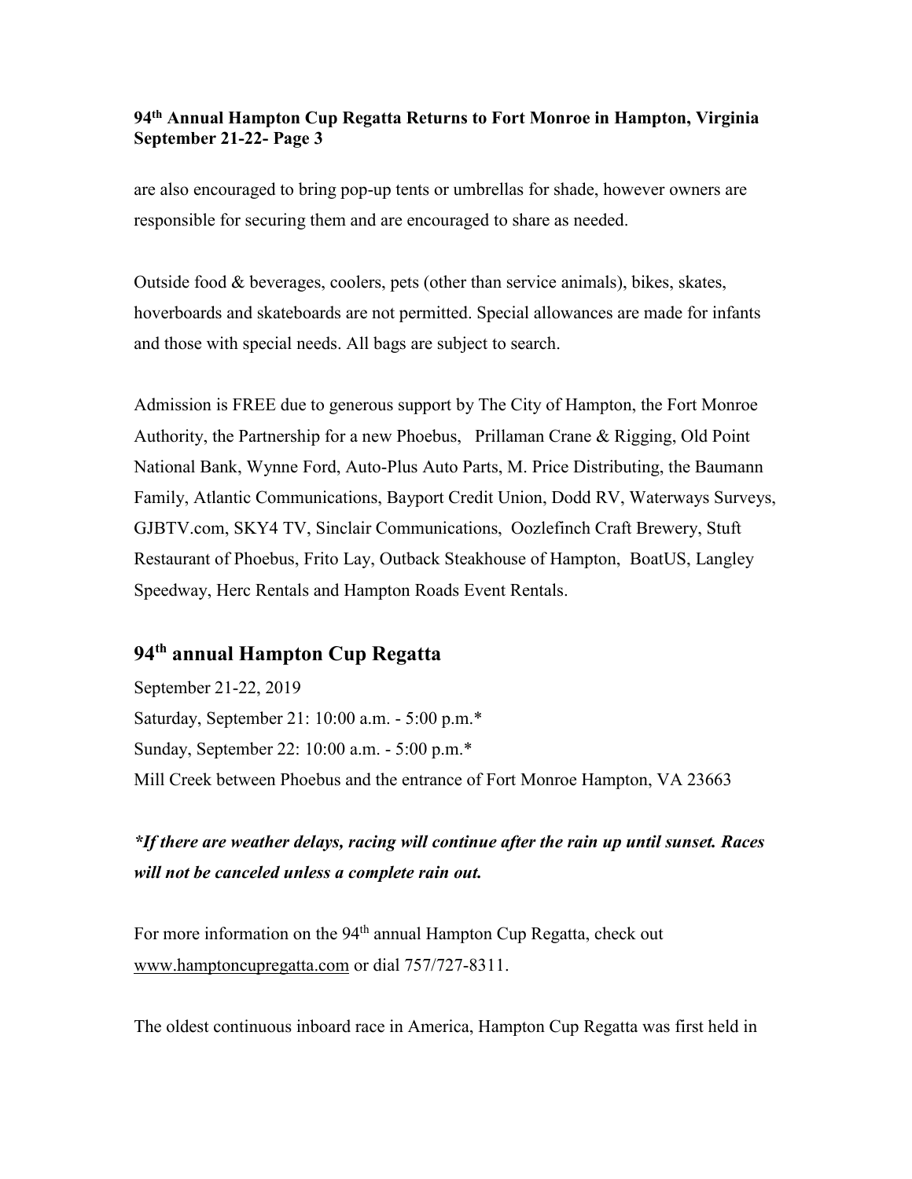are also encouraged to bring pop-up tents or umbrellas for shade, however owners are responsible for securing them and are encouraged to share as needed.

Outside food & beverages, coolers, pets (other than service animals), bikes, skates, hoverboards and skateboards are not permitted. Special allowances are made for infants and those with special needs. All bags are subject to search.

Admission is FREE due to generous support by The City of Hampton, the Fort Monroe Authority, the Partnership for a new Phoebus, Prillaman Crane & Rigging, Old Point National Bank, Wynne Ford, Auto-Plus Auto Parts, M. Price Distributing, the Baumann Family, Atlantic Communications, Bayport Credit Union, Dodd RV, Waterways Surveys, GJBTV.com, SKY4 TV, Sinclair Communications, Oozlefinch Craft Brewery, Stuft Restaurant of Phoebus, Frito Lay, Outback Steakhouse of Hampton, BoatUS, Langley Speedway, Herc Rentals and Hampton Roads Event Rentals.

## 94th annual Hampton Cup Regatta

September 21-22, 2019
Saturday, September 21: 10:00 a.m. - 5:00 p.m.*
Sunday, September 22: 10:00 a.m. - 5:00 p.m.*
Mill Creek between Phoebus and the entrance of Fort Monroe Hampton, VA 23663

***If there are weather delays, racing will continue after the rain up until sunset. Races will not be canceled unless a complete rain out.***

For more information on the 94th annual Hampton Cup Regatta, check out www.hamptoncupregatta.com or dial 757/727-8311.

The oldest continuous inboard race in America, Hampton Cup Regatta was first held in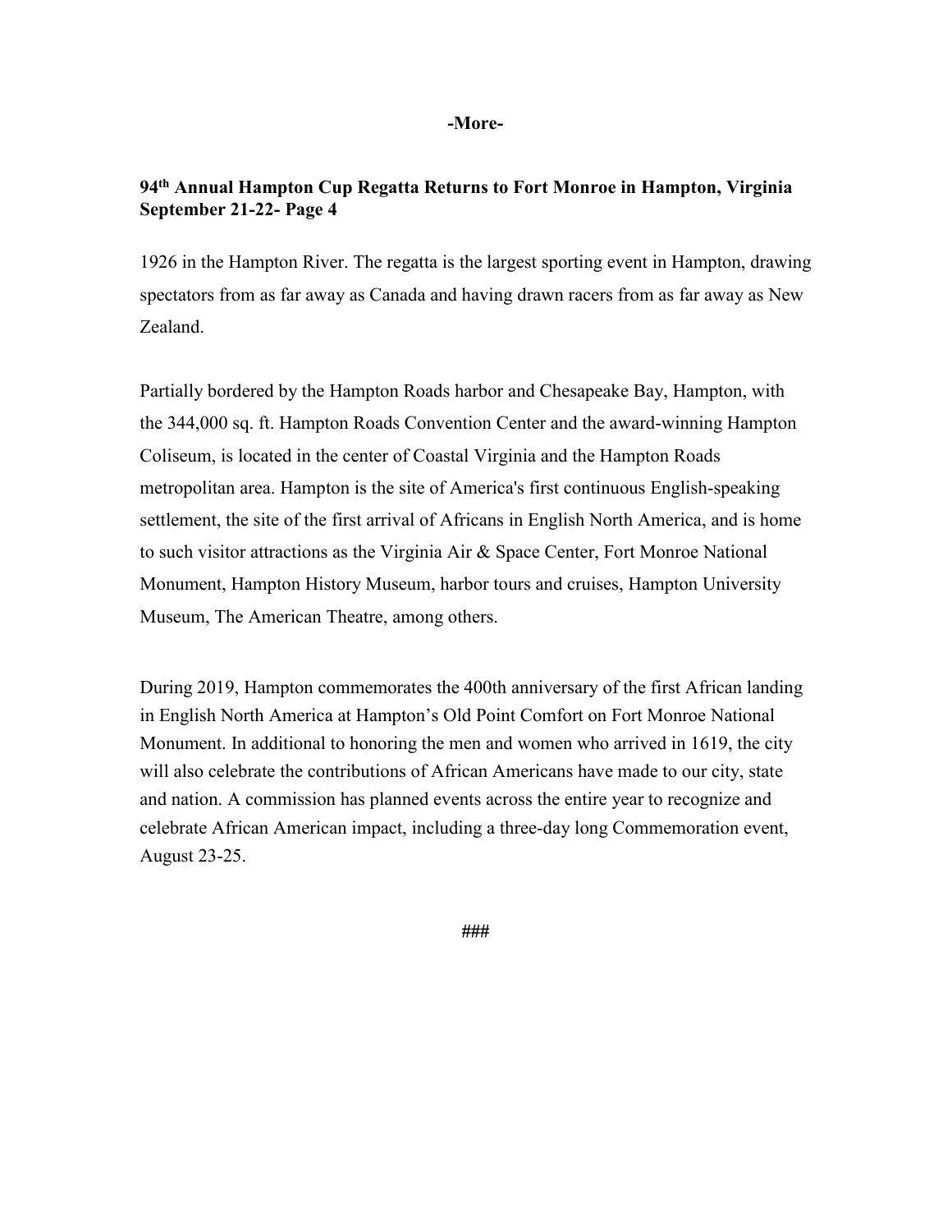1926 in the Hampton River. The regatta is the largest sporting event in Hampton, drawing spectators from as far away as Canada and having drawn racers from as far away as New Zealand.

Partially bordered by the Hampton Roads harbor and Chesapeake Bay, Hampton, with the 344,000 sq. ft. Hampton Roads Convention Center and the award-winning Hampton Coliseum, is located in the center of Coastal Virginia and the Hampton Roads metropolitan area. Hampton is the site of America's first continuous English-speaking settlement, the site of the first arrival of Africans in English North America, and is home to such visitor attractions as the Virginia Air & Space Center, Fort Monroe National Monument, Hampton History Museum, harbor tours and cruises, Hampton University Museum, The American Theatre, among others.

During 2019, Hampton commemorates the 400th anniversary of the first African landing in English North America at Hampton's Old Point Comfort on Fort Monroe National Monument. In additional to honoring the men and women who arrived in 1619, the city will also celebrate the contributions of African Americans have made to our city, state and nation. A commission has planned events across the entire year to recognize and celebrate African American impact, including a three-day long Commemoration event, August 23-25.

###